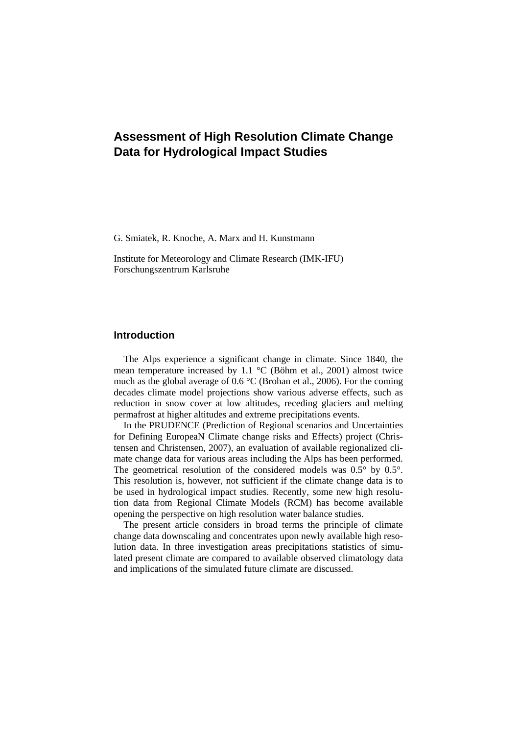# Assessment of High Resolution Climate Change Data for Hydrological Impact Studies

G. Smiatek, R. Knoche, A. Marx and H. Kunstmann

Institute for Meteorology and Climate Research (IMK-IFU)
Forschungszentrum Karlsruhe

## Introduction

The Alps experience a significant change in climate. Since 1840, the mean temperature increased by 1.1 °C (Böhm et al., 2001) almost twice much as the global average of 0.6 °C (Brohan et al., 2006). For the coming decades climate model projections show various adverse effects, such as reduction in snow cover at low altitudes, receding glaciers and melting permafrost at higher altitudes and extreme precipitations events.

In the PRUDENCE (Prediction of Regional scenarios and Uncertainties for Defining EuropeaN Climate change risks and Effects) project (Christensen and Christensen, 2007), an evaluation of available regionalized climate change data for various areas including the Alps has been performed. The geometrical resolution of the considered models was 0.5° by 0.5°. This resolution is, however, not sufficient if the climate change data is to be used in hydrological impact studies. Recently, some new high resolution data from Regional Climate Models (RCM) has become available opening the perspective on high resolution water balance studies.

The present article considers in broad terms the principle of climate change data downscaling and concentrates upon newly available high resolution data. In three investigation areas precipitations statistics of simulated present climate are compared to available observed climatology data and implications of the simulated future climate are discussed.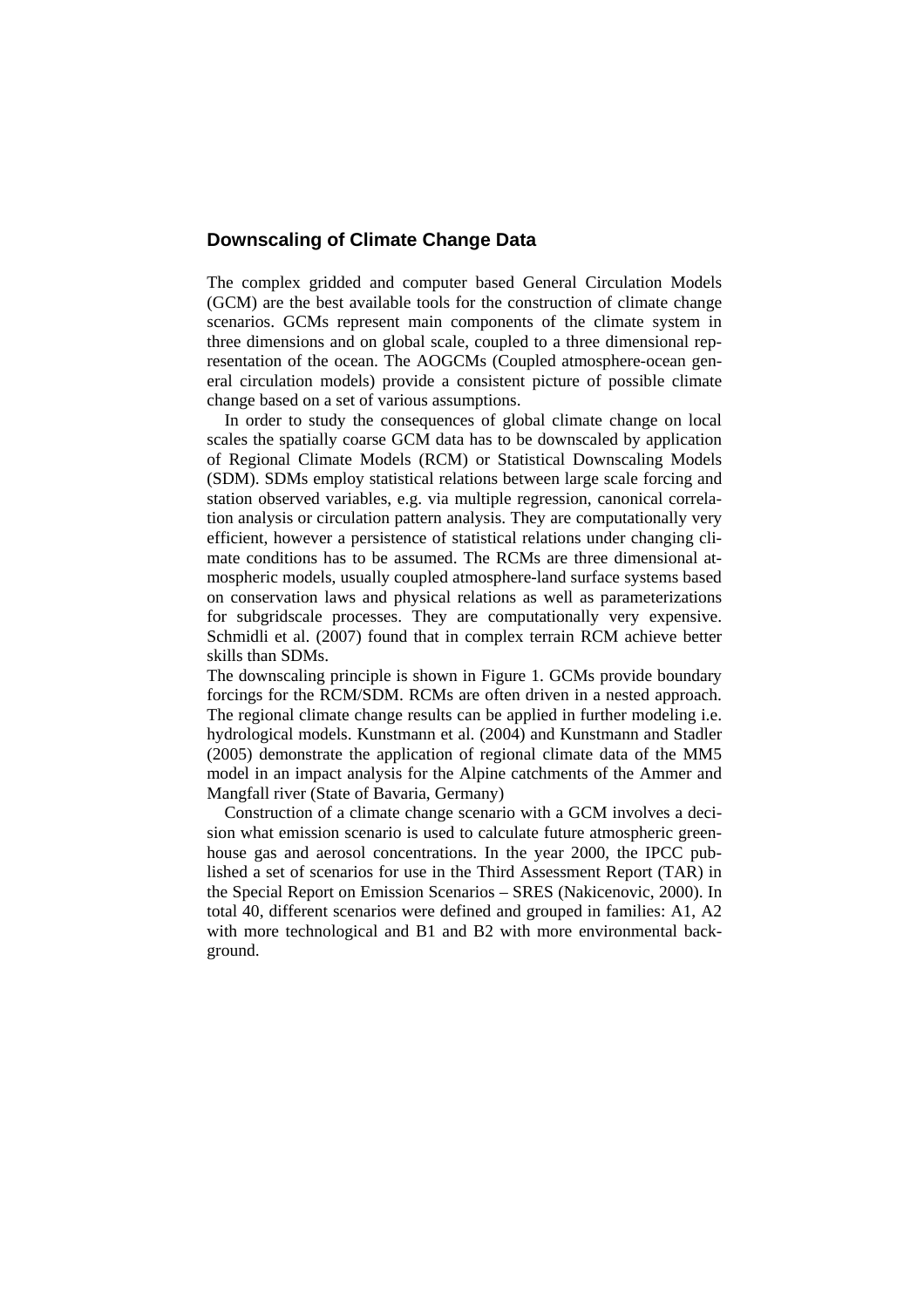## Downscaling of Climate Change Data

The complex gridded and computer based General Circulation Models (GCM) are the best available tools for the construction of climate change scenarios. GCMs represent main components of the climate system in three dimensions and on global scale, coupled to a three dimensional representation of the ocean. The AOGCMs (Coupled atmosphere-ocean general circulation models) provide a consistent picture of possible climate change based on a set of various assumptions.

In order to study the consequences of global climate change on local scales the spatially coarse GCM data has to be downscaled by application of Regional Climate Models (RCM) or Statistical Downscaling Models (SDM). SDMs employ statistical relations between large scale forcing and station observed variables, e.g. via multiple regression, canonical correlation analysis or circulation pattern analysis. They are computationally very efficient, however a persistence of statistical relations under changing climate conditions has to be assumed. The RCMs are three dimensional atmospheric models, usually coupled atmosphere-land surface systems based on conservation laws and physical relations as well as parameterizations for subgridscale processes. They are computationally very expensive. Schmidli et al. (2007) found that in complex terrain RCM achieve better skills than SDMs.

The downscaling principle is shown in Figure 1. GCMs provide boundary forcings for the RCM/SDM. RCMs are often driven in a nested approach. The regional climate change results can be applied in further modeling i.e. hydrological models. Kunstmann et al. (2004) and Kunstmann and Stadler (2005) demonstrate the application of regional climate data of the MM5 model in an impact analysis for the Alpine catchments of the Ammer and Mangfall river (State of Bavaria, Germany)

Construction of a climate change scenario with a GCM involves a decision what emission scenario is used to calculate future atmospheric greenhouse gas and aerosol concentrations. In the year 2000, the IPCC published a set of scenarios for use in the Third Assessment Report (TAR) in the Special Report on Emission Scenarios – SRES (Nakicenovic, 2000). In total 40, different scenarios were defined and grouped in families: A1, A2 with more technological and B1 and B2 with more environmental background.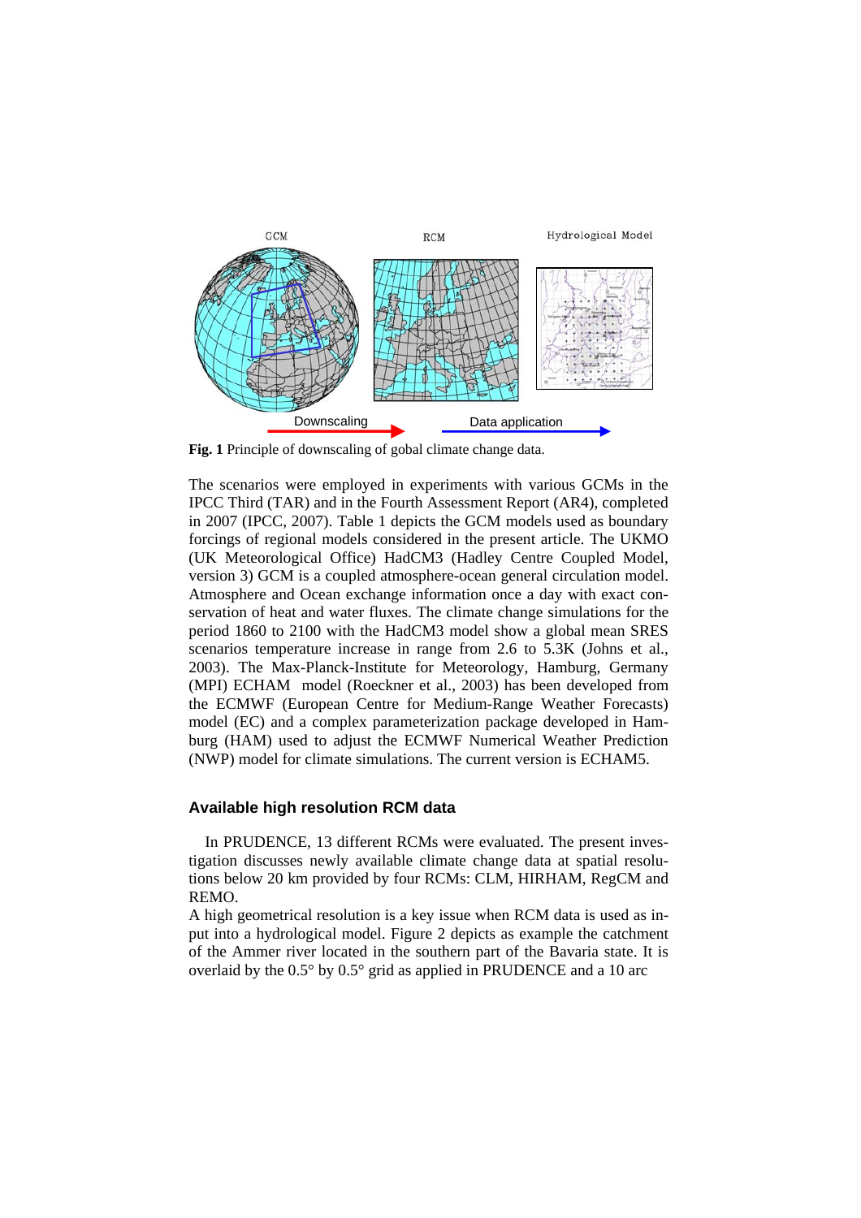**Fig. 1** Principle of downscaling of gobal climate change data.

The scenarios were employed in experiments with various GCMs in the IPCC Third (TAR) and in the Fourth Assessment Report (AR4), completed in 2007 (IPCC, 2007). Table 1 depicts the GCM models used as boundary forcings of regional models considered in the present article. The UKMO (UK Meteorological Office) HadCM3 (Hadley Centre Coupled Model, version 3) GCM is a coupled atmosphere-ocean general circulation model. Atmosphere and Ocean exchange information once a day with exact conservation of heat and water fluxes. The climate change simulations for the period 1860 to 2100 with the HadCM3 model show a global mean SRES scenarios temperature increase in range from 2.6 to 5.3K (Johns et al., 2003). The Max-Planck-Institute for Meteorology, Hamburg, Germany (MPI) ECHAM model (Roeckner et al., 2003) has been developed from the ECMWF (European Centre for Medium-Range Weather Forecasts) model (EC) and a complex parameterization package developed in Hamburg (HAM) used to adjust the ECMWF Numerical Weather Prediction (NWP) model for climate simulations. The current version is ECHAM5.

## Available high resolution RCM data

In PRUDENCE, 13 different RCMs were evaluated. The present investigation discusses newly available climate change data at spatial resolutions below 20 km provided by four RCMs: CLM, HIRHAM, RegCM and REMO.

A high geometrical resolution is a key issue when RCM data is used as input into a hydrological model. Figure 2 depicts as example the catchment of the Ammer river located in the southern part of the Bavaria state. It is overlaid by the 0.5° by 0.5° grid as applied in PRUDENCE and a 10 arc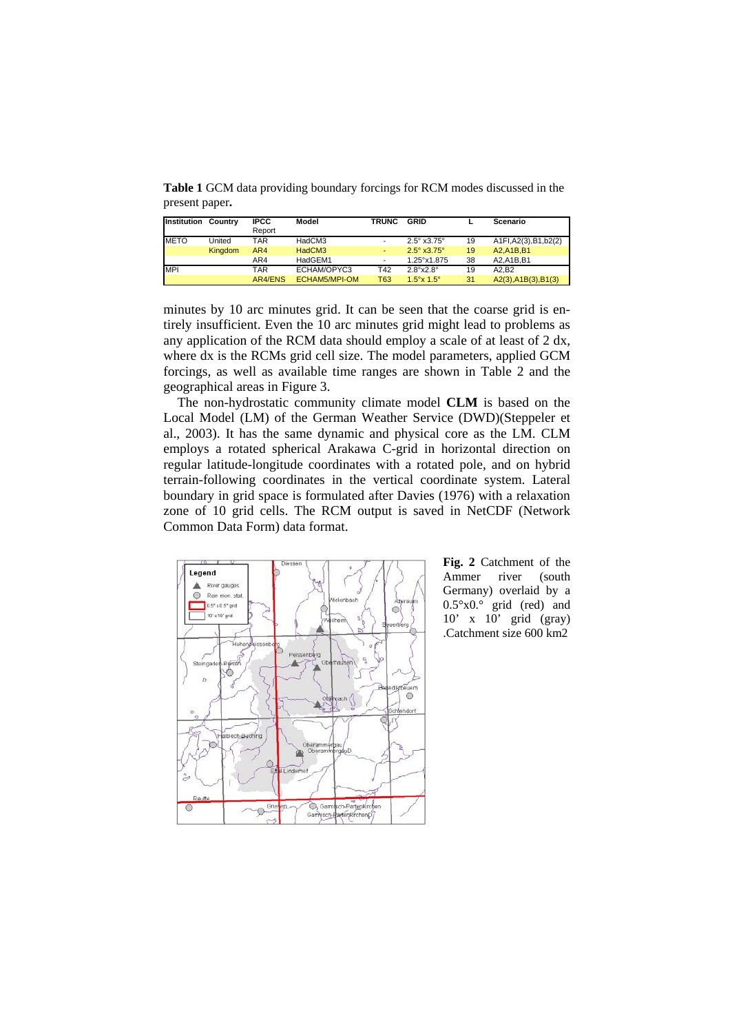**Table 1** GCM data providing boundary forcings for RCM modes discussed in the present paper**.**

| Institution | Country | IPCC Report | Model | TRUNC | GRID | L | Scenario |
|---|---|---|---|---|---|---|---|
| METO | United | TAR | HadCM3 | - | 2.5° x3.75° | 19 | A1FI,A2(3),B1,b2(2) |
| | Kingdom | AR4 | HadCM3 | - | 2.5° x3.75° | 19 | A2,A1B,B1 |
| | | AR4 | HadGEM1 | - | 1.25°x1.875 | 38 | A2,A1B,B1 |
| MPI | | TAR | ECHAM/OPYC3 | T42 | 2.8°x2.8° | 19 | A2,B2 |
| | | AR4/ENS | ECHAM5/MPI-OM | T63 | 1.5°x 1.5° | 31 | A2(3),A1B(3),B1(3) |

minutes by 10 arc minutes grid. It can be seen that the coarse grid is entirely insufficient. Even the 10 arc minutes grid might lead to problems as any application of the RCM data should employ a scale of at least of 2 dx, where dx is the RCMs grid cell size. The model parameters, applied GCM forcings, as well as available time ranges are shown in Table 2 and the geographical areas in Figure 3.

The non-hydrostatic community climate model **CLM** is based on the Local Model (LM) of the German Weather Service (DWD)(Steppeler et al., 2003). It has the same dynamic and physical core as the LM. CLM employs a rotated spherical Arakawa C-grid in horizontal direction on regular latitude-longitude coordinates with a rotated pole, and on hybrid terrain-following coordinates in the vertical coordinate system. Lateral boundary in grid space is formulated after Davies (1976) with a relaxation zone of 10 grid cells. The RCM output is saved in NetCDF (Network Common Data Form) data format.

**Fig. 2** Catchment of the Ammer river (south Germany) overlaid by a 0.5°x0.° grid (red) and 10' x 10' grid (gray) .Catchment size 600 km2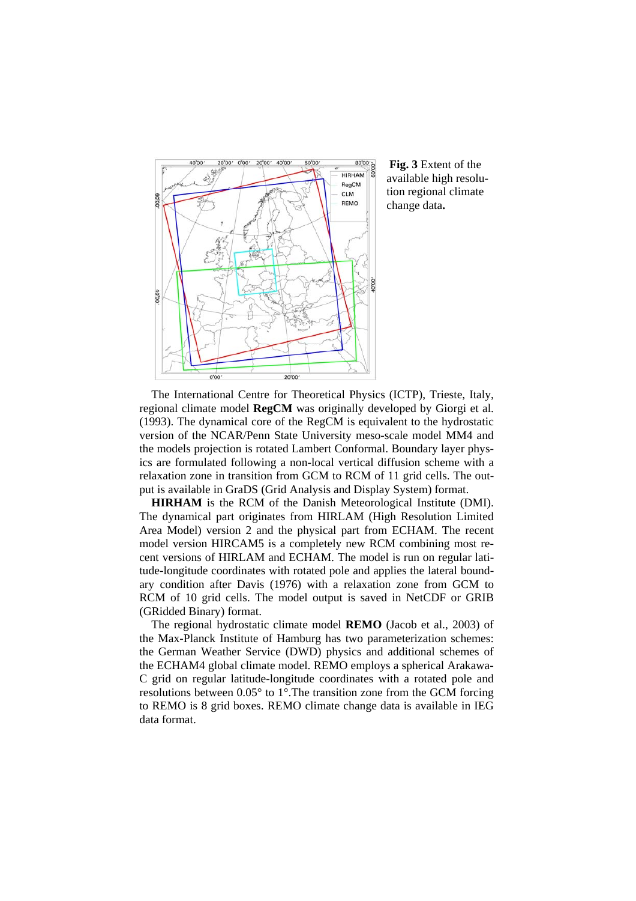**Fig. 3** Extent of the available high resolution regional climate change data**.**

The International Centre for Theoretical Physics (ICTP), Trieste, Italy, regional climate model **RegCM** was originally developed by Giorgi et al. (1993). The dynamical core of the RegCM is equivalent to the hydrostatic version of the NCAR/Penn State University meso-scale model MM4 and the models projection is rotated Lambert Conformal. Boundary layer physics are formulated following a non-local vertical diffusion scheme with a relaxation zone in transition from GCM to RCM of 11 grid cells. The output is available in GraDS (Grid Analysis and Display System) format.

**HIRHAM** is the RCM of the Danish Meteorological Institute (DMI). The dynamical part originates from HIRLAM (High Resolution Limited Area Model) version 2 and the physical part from ECHAM. The recent model version HIRCAM5 is a completely new RCM combining most recent versions of HIRLAM and ECHAM. The model is run on regular latitude-longitude coordinates with rotated pole and applies the lateral boundary condition after Davis (1976) with a relaxation zone from GCM to RCM of 10 grid cells. The model output is saved in NetCDF or GRIB (GRidded Binary) format.

The regional hydrostatic climate model **REMO** (Jacob et al., 2003) of the Max-Planck Institute of Hamburg has two parameterization schemes: the German Weather Service (DWD) physics and additional schemes of the ECHAM4 global climate model. REMO employs a spherical Arakawa-C grid on regular latitude-longitude coordinates with a rotated pole and resolutions between 0.05° to 1°.The transition zone from the GCM forcing to REMO is 8 grid boxes. REMO climate change data is available in IEG data format.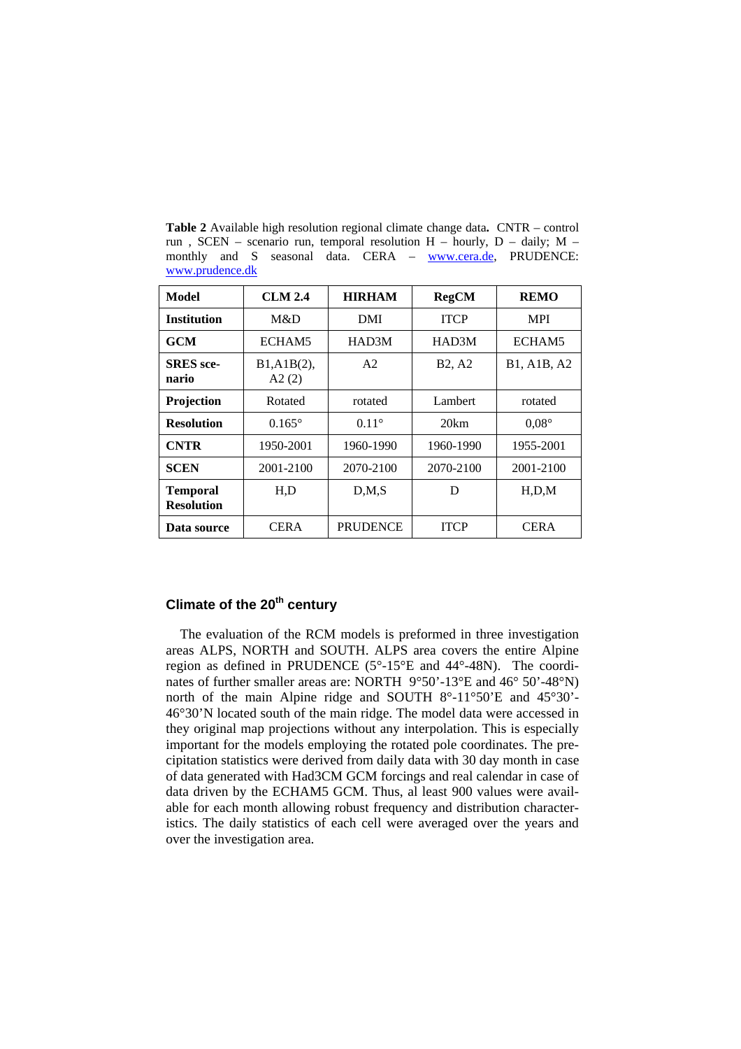**Table 2** Available high resolution regional climate change data**.** CNTR – control run , SCEN – scenario run, temporal resolution H – hourly, D – daily; M – monthly and S seasonal data. CERA – www.cera.de, PRUDENCE: www.prudence.dk

| **Model** | **CLM 2.4** | **HIRHAM** | **RegCM** | **REMO** |
|---|---|---|---|---|
| **Institution** | M&D | DMI | ITCP | MPI |
| **GCM** | ECHAM5 | HAD3M | HAD3M | ECHAM5 |
| **SRES scenario** | B1,A1B(2), A2 (2) | A2 | B2, A2 | B1, A1B, A2 |
| **Projection** | Rotated | rotated | Lambert | rotated |
| **Resolution** | 0.165° | 0.11° | 20km | 0,08° |
| **CNTR** | 1950-2001 | 1960-1990 | 1960-1990 | 1955-2001 |
| **SCEN** | 2001-2100 | 2070-2100 | 2070-2100 | 2001-2100 |
| **Temporal Resolution** | H,D | D,M,S | D | H,D,M |
| **Data source** | CERA | PRUDENCE | ITCP | CERA |

## Climate of the 20th century

The evaluation of the RCM models is preformed in three investigation areas ALPS, NORTH and SOUTH. ALPS area covers the entire Alpine region as defined in PRUDENCE (5°-15°E and 44°-48N). The coordinates of further smaller areas are: NORTH 9°50'-13°E and 46° 50'-48°N) north of the main Alpine ridge and SOUTH 8°-11°50'E and 45°30'-46°30'N located south of the main ridge. The model data were accessed in they original map projections without any interpolation. This is especially important for the models employing the rotated pole coordinates. The precipitation statistics were derived from daily data with 30 day month in case of data generated with Had3CM GCM forcings and real calendar in case of data driven by the ECHAM5 GCM. Thus, al least 900 values were available for each month allowing robust frequency and distribution characteristics. The daily statistics of each cell were averaged over the years and over the investigation area.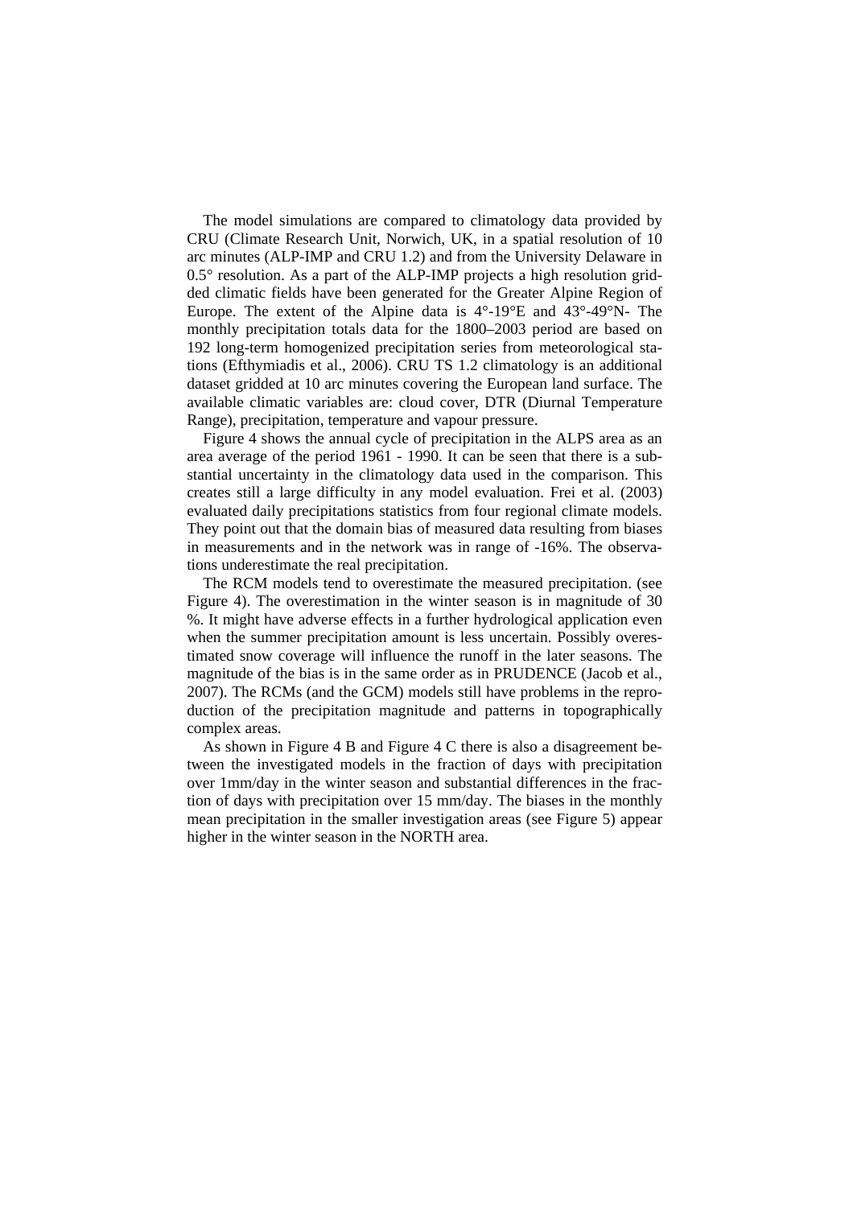The model simulations are compared to climatology data provided by CRU (Climate Research Unit, Norwich, UK, in a spatial resolution of 10 arc minutes (ALP-IMP and CRU 1.2) and from the University Delaware in 0.5° resolution. As a part of the ALP-IMP projects a high resolution gridded climatic fields have been generated for the Greater Alpine Region of Europe. The extent of the Alpine data is 4°-19°E and 43°-49°N- The monthly precipitation totals data for the 1800–2003 period are based on 192 long-term homogenized precipitation series from meteorological stations (Efthymiadis et al., 2006). CRU TS 1.2 climatology is an additional dataset gridded at 10 arc minutes covering the European land surface. The available climatic variables are: cloud cover, DTR (Diurnal Temperature Range), precipitation, temperature and vapour pressure.

Figure 4 shows the annual cycle of precipitation in the ALPS area as an area average of the period 1961 - 1990. It can be seen that there is a substantial uncertainty in the climatology data used in the comparison. This creates still a large difficulty in any model evaluation. Frei et al. (2003) evaluated daily precipitations statistics from four regional climate models. They point out that the domain bias of measured data resulting from biases in measurements and in the network was in range of -16%. The observations underestimate the real precipitation.

The RCM models tend to overestimate the measured precipitation. (see Figure 4). The overestimation in the winter season is in magnitude of 30 %. It might have adverse effects in a further hydrological application even when the summer precipitation amount is less uncertain. Possibly overestimated snow coverage will influence the runoff in the later seasons. The magnitude of the bias is in the same order as in PRUDENCE (Jacob et al., 2007). The RCMs (and the GCM) models still have problems in the reproduction of the precipitation magnitude and patterns in topographically complex areas.

As shown in Figure 4 B and Figure 4 C there is also a disagreement between the investigated models in the fraction of days with precipitation over 1mm/day in the winter season and substantial differences in the fraction of days with precipitation over 15 mm/day. The biases in the monthly mean precipitation in the smaller investigation areas (see Figure 5) appear higher in the winter season in the NORTH area.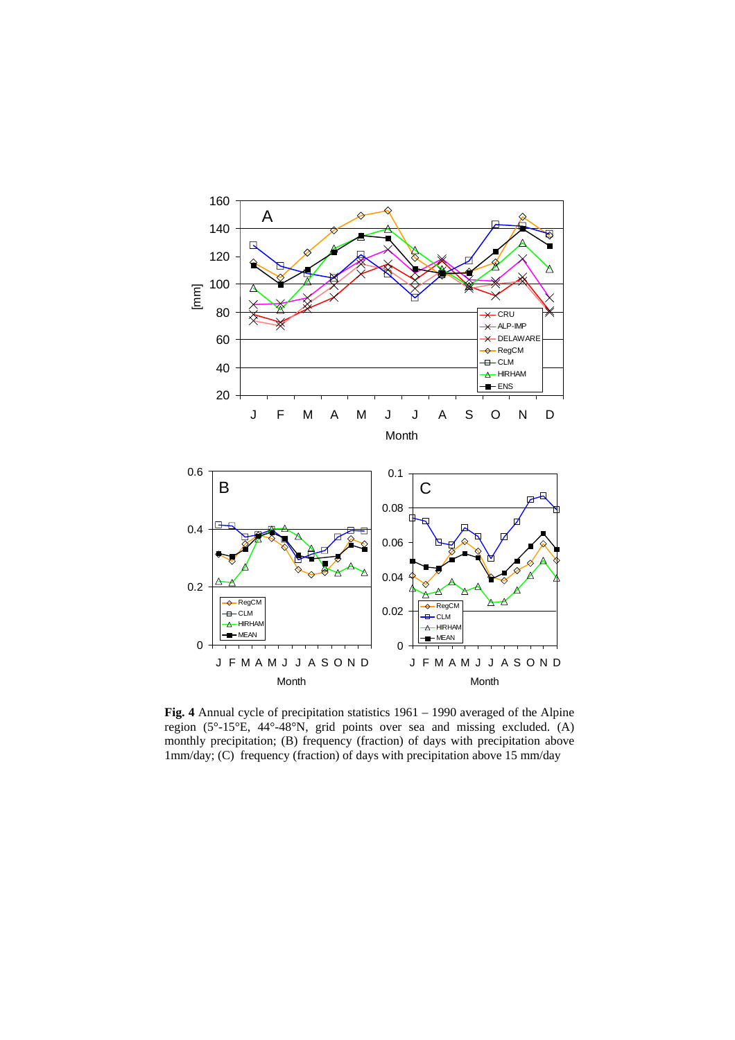**Fig. 4** Annual cycle of precipitation statistics 1961 – 1990 averaged of the Alpine region (5°-15°E, 44°-48°N, grid points over sea and missing excluded. (A) monthly precipitation; (B) frequency (fraction) of days with precipitation above 1mm/day; (C) frequency (fraction) of days with precipitation above 15 mm/day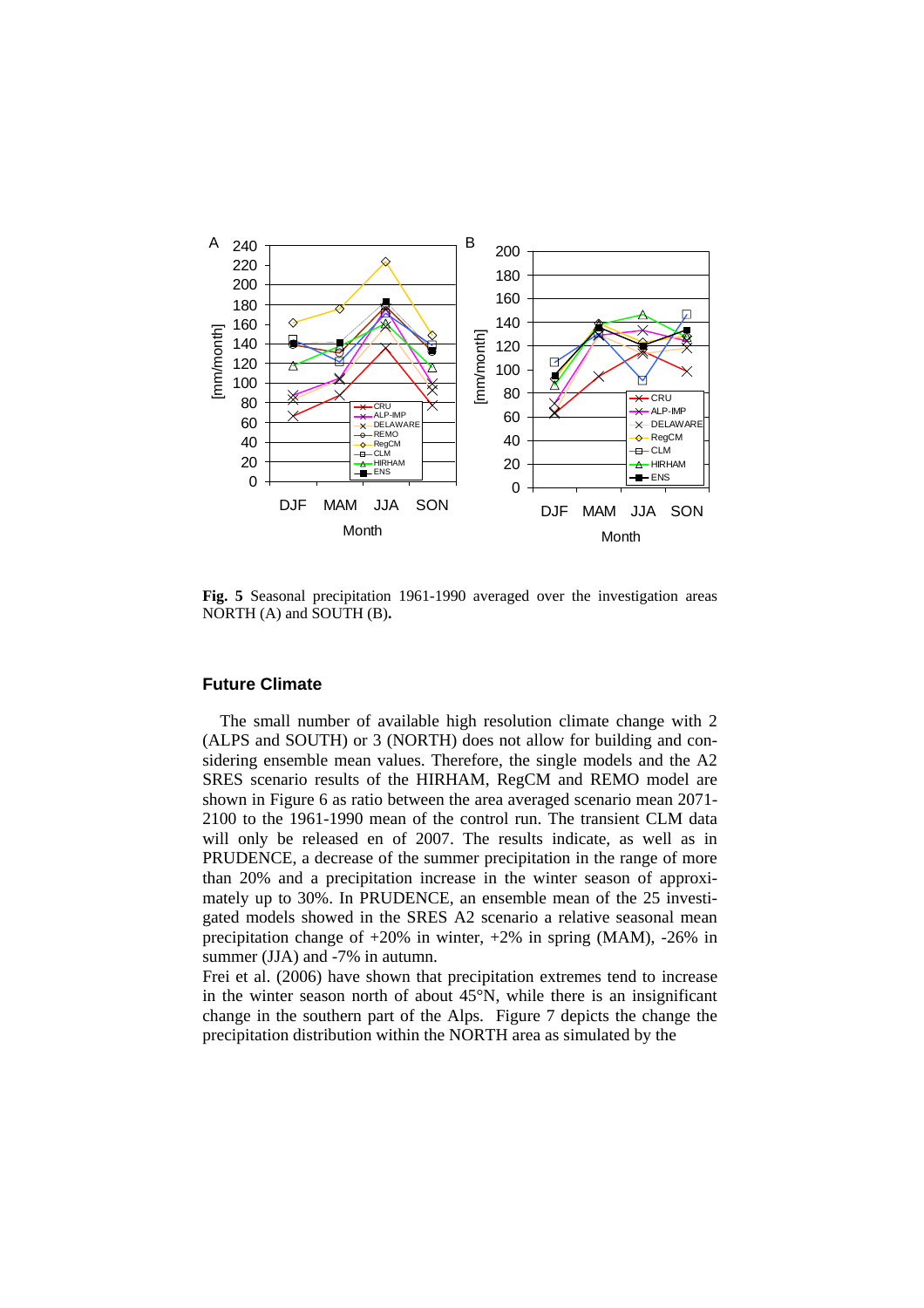**Fig. 5** Seasonal precipitation 1961-1990 averaged over the investigation areas NORTH (A) and SOUTH (B).

### Future Climate

The small number of available high resolution climate change with 2 (ALPS and SOUTH) or 3 (NORTH) does not allow for building and considering ensemble mean values. Therefore, the single models and the A2 SRES scenario results of the HIRHAM, RegCM and REMO model are shown in Figure 6 as ratio between the area averaged scenario mean 2071-2100 to the 1961-1990 mean of the control run. The transient CLM data will only be released en of 2007. The results indicate, as well as in PRUDENCE, a decrease of the summer precipitation in the range of more than 20% and a precipitation increase in the winter season of approximately up to 30%. In PRUDENCE, an ensemble mean of the 25 investigated models showed in the SRES A2 scenario a relative seasonal mean precipitation change of +20% in winter, +2% in spring (MAM), -26% in summer (JJA) and -7% in autumn.

Frei et al. (2006) have shown that precipitation extremes tend to increase in the winter season north of about 45°N, while there is an insignificant change in the southern part of the Alps. Figure 7 depicts the change the precipitation distribution within the NORTH area as simulated by the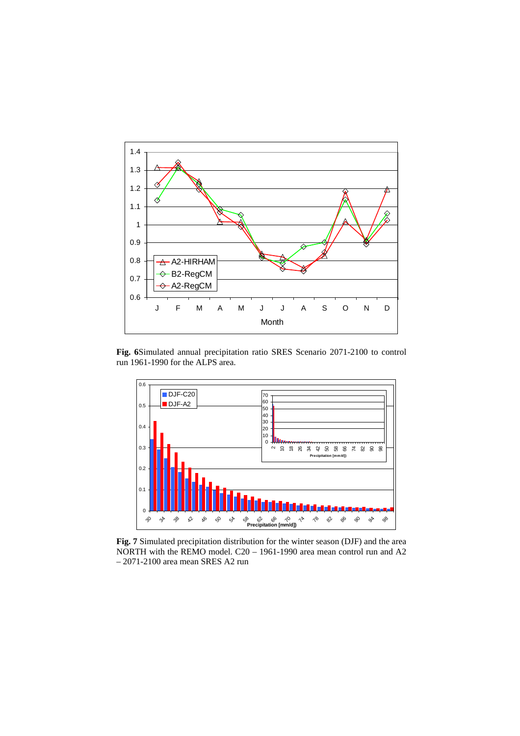**Fig. 6**Simulated annual precipitation ratio SRES Scenario 2071-2100 to control run 1961-1990 for the ALPS area.

**Fig. 7** Simulated precipitation distribution for the winter season (DJF) and the area NORTH with the REMO model. C20 – 1961-1990 area mean control run and A2 – 2071-2100 area mean SRES A2 run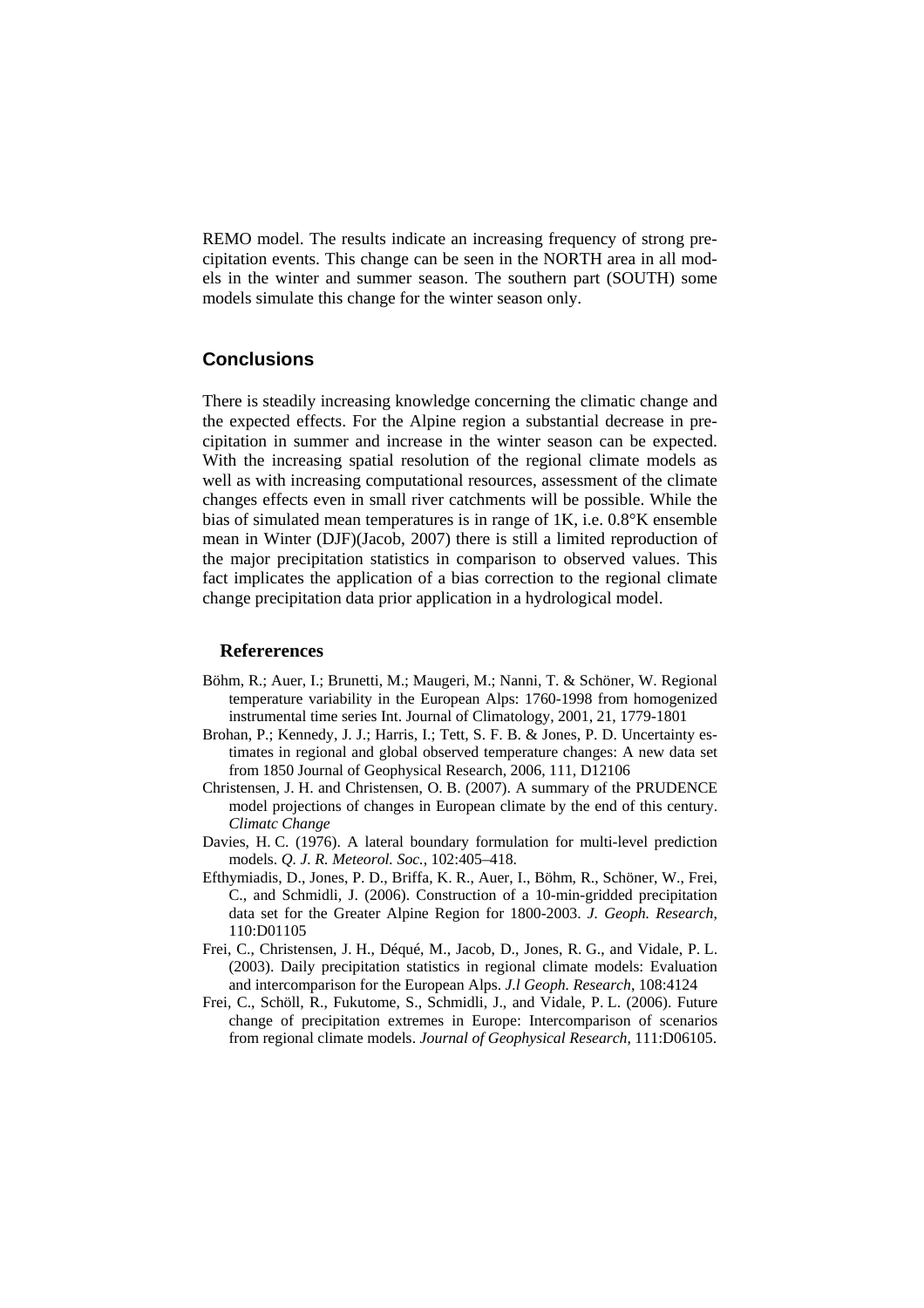REMO model. The results indicate an increasing frequency of strong precipitation events. This change can be seen in the NORTH area in all models in the winter and summer season. The southern part (SOUTH) some models simulate this change for the winter season only.

## Conclusions

There is steadily increasing knowledge concerning the climatic change and the expected effects. For the Alpine region a substantial decrease in precipitation in summer and increase in the winter season can be expected. With the increasing spatial resolution of the regional climate models as well as with increasing computational resources, assessment of the climate changes effects even in small river catchments will be possible. While the bias of simulated mean temperatures is in range of 1K, i.e. 0.8°K ensemble mean in Winter (DJF)(Jacob, 2007) there is still a limited reproduction of the major precipitation statistics in comparison to observed values. This fact implicates the application of a bias correction to the regional climate change precipitation data prior application in a hydrological model.

## Refererences

Böhm, R.; Auer, I.; Brunetti, M.; Maugeri, M.; Nanni, T. & Schöner, W. Regional temperature variability in the European Alps: 1760-1998 from homogenized instrumental time series Int. Journal of Climatology, 2001, 21, 1779-1801

Brohan, P.; Kennedy, J. J.; Harris, I.; Tett, S. F. B. & Jones, P. D. Uncertainty estimates in regional and global observed temperature changes: A new data set from 1850 Journal of Geophysical Research, 2006, 111, D12106

Christensen, J. H. and Christensen, O. B. (2007). A summary of the PRUDENCE model projections of changes in European climate by the end of this century. *Climatc Change*

Davies, H. C. (1976). A lateral boundary formulation for multi-level prediction models. *Q. J. R. Meteorol. Soc.*, 102:405–418.

Efthymiadis, D., Jones, P. D., Briffa, K. R., Auer, I., Böhm, R., Schöner, W., Frei, C., and Schmidli, J. (2006). Construction of a 10-min-gridded precipitation data set for the Greater Alpine Region for 1800-2003. *J. Geoph. Research*, 110:D01105

Frei, C., Christensen, J. H., Déqué, M., Jacob, D., Jones, R. G., and Vidale, P. L. (2003). Daily precipitation statistics in regional climate models: Evaluation and intercomparison for the European Alps. *J.l Geoph. Research*, 108:4124

Frei, C., Schöll, R., Fukutome, S., Schmidli, J., and Vidale, P. L. (2006). Future change of precipitation extremes in Europe: Intercomparison of scenarios from regional climate models. *Journal of Geophysical Research*, 111:D06105.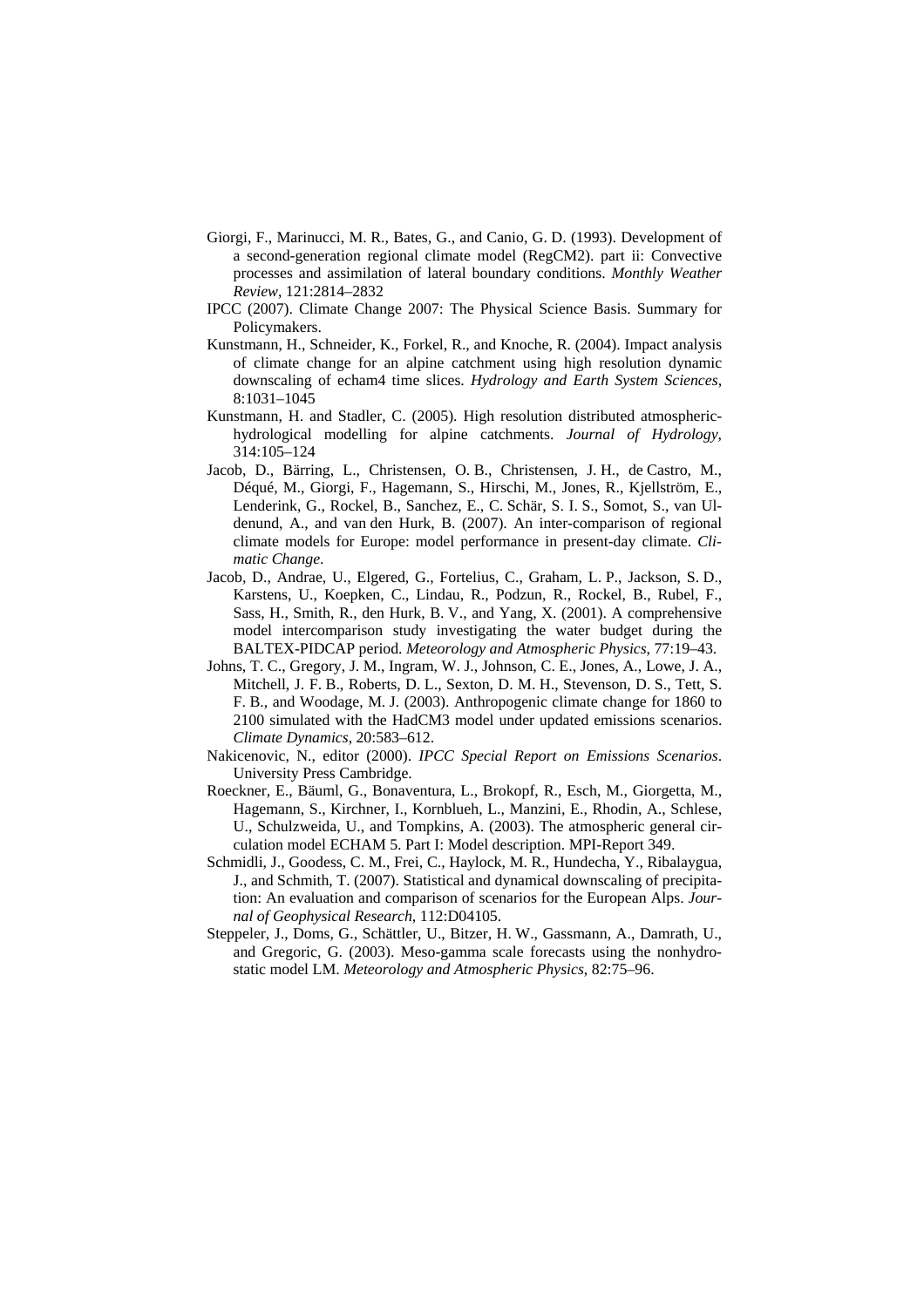Giorgi, F., Marinucci, M. R., Bates, G., and Canio, G. D. (1993). Development of a second-generation regional climate model (RegCM2). part ii: Convective processes and assimilation of lateral boundary conditions. *Monthly Weather Review*, 121:2814–2832

IPCC (2007). Climate Change 2007: The Physical Science Basis. Summary for Policymakers.

Kunstmann, H., Schneider, K., Forkel, R., and Knoche, R. (2004). Impact analysis of climate change for an alpine catchment using high resolution dynamic downscaling of echam4 time slices. *Hydrology and Earth System Sciences*, 8:1031–1045

Kunstmann, H. and Stadler, C. (2005). High resolution distributed atmospheric-hydrological modelling for alpine catchments. *Journal of Hydrology*, 314:105–124

Jacob, D., Bärring, L., Christensen, O. B., Christensen, J. H., de Castro, M., Déqué, M., Giorgi, F., Hagemann, S., Hirschi, M., Jones, R., Kjellström, E., Lenderink, G., Rockel, B., Sanchez, E., C. Schär, S. I. S., Somot, S., van Uldenund, A., and van den Hurk, B. (2007). An inter-comparison of regional climate models for Europe: model performance in present-day climate. *Climatic Change*.

Jacob, D., Andrae, U., Elgered, G., Fortelius, C., Graham, L. P., Jackson, S. D., Karstens, U., Koepken, C., Lindau, R., Podzun, R., Rockel, B., Rubel, F., Sass, H., Smith, R., den Hurk, B. V., and Yang, X. (2001). A comprehensive model intercomparison study investigating the water budget during the BALTEX-PIDCAP period. *Meteorology and Atmospheric Physics*, 77:19–43.

Johns, T. C., Gregory, J. M., Ingram, W. J., Johnson, C. E., Jones, A., Lowe, J. A., Mitchell, J. F. B., Roberts, D. L., Sexton, D. M. H., Stevenson, D. S., Tett, S. F. B., and Woodage, M. J. (2003). Anthropogenic climate change for 1860 to 2100 simulated with the HadCM3 model under updated emissions scenarios. *Climate Dynamics*, 20:583–612.

Nakicenovic, N., editor (2000). *IPCC Special Report on Emissions Scenarios*. University Press Cambridge.

Roeckner, E., Bäuml, G., Bonaventura, L., Brokopf, R., Esch, M., Giorgetta, M., Hagemann, S., Kirchner, I., Kornblueh, L., Manzini, E., Rhodin, A., Schlese, U., Schulzweida, U., and Tompkins, A. (2003). The atmospheric general circulation model ECHAM 5. Part I: Model description. MPI-Report 349.

Schmidli, J., Goodess, C. M., Frei, C., Haylock, M. R., Hundecha, Y., Ribalaygua, J., and Schmith, T. (2007). Statistical and dynamical downscaling of precipitation: An evaluation and comparison of scenarios for the European Alps. *Journal of Geophysical Research*, 112:D04105.

Steppeler, J., Doms, G., Schättler, U., Bitzer, H. W., Gassmann, A., Damrath, U., and Gregoric, G. (2003). Meso-gamma scale forecasts using the nonhydrostatic model LM. *Meteorology and Atmospheric Physics*, 82:75–96.